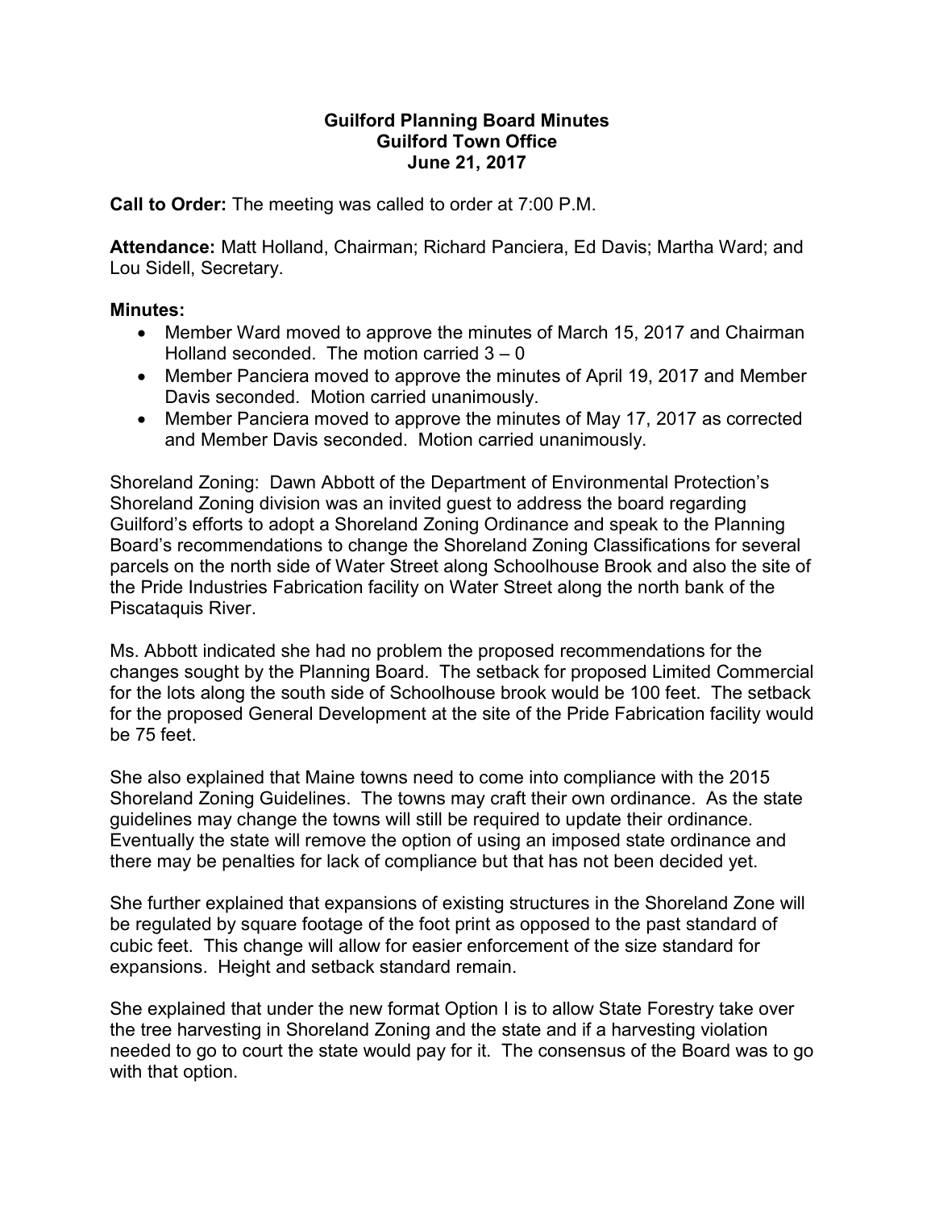**Guilford Planning Board Minutes**
**Guilford Town Office**
**June 21, 2017**

**Call to Order:** The meeting was called to order at 7:00 P.M.

**Attendance:** Matt Holland, Chairman; Richard Panciera, Ed Davis; Martha Ward; and Lou Sidell, Secretary.

**Minutes:**

- Member Ward moved to approve the minutes of March 15, 2017 and Chairman Holland seconded. The motion carried 3 – 0
- Member Panciera moved to approve the minutes of April 19, 2017 and Member Davis seconded. Motion carried unanimously.
- Member Panciera moved to approve the minutes of May 17, 2017 as corrected and Member Davis seconded. Motion carried unanimously.

Shoreland Zoning: Dawn Abbott of the Department of Environmental Protection's Shoreland Zoning division was an invited guest to address the board regarding Guilford's efforts to adopt a Shoreland Zoning Ordinance and speak to the Planning Board's recommendations to change the Shoreland Zoning Classifications for several parcels on the north side of Water Street along Schoolhouse Brook and also the site of the Pride Industries Fabrication facility on Water Street along the north bank of the Piscataquis River.

Ms. Abbott indicated she had no problem the proposed recommendations for the changes sought by the Planning Board. The setback for proposed Limited Commercial for the lots along the south side of Schoolhouse brook would be 100 feet. The setback for the proposed General Development at the site of the Pride Fabrication facility would be 75 feet.

She also explained that Maine towns need to come into compliance with the 2015 Shoreland Zoning Guidelines. The towns may craft their own ordinance. As the state guidelines may change the towns will still be required to update their ordinance. Eventually the state will remove the option of using an imposed state ordinance and there may be penalties for lack of compliance but that has not been decided yet.

She further explained that expansions of existing structures in the Shoreland Zone will be regulated by square footage of the foot print as opposed to the past standard of cubic feet. This change will allow for easier enforcement of the size standard for expansions. Height and setback standard remain.

She explained that under the new format Option I is to allow State Forestry take over the tree harvesting in Shoreland Zoning and the state and if a harvesting violation needed to go to court the state would pay for it. The consensus of the Board was to go with that option.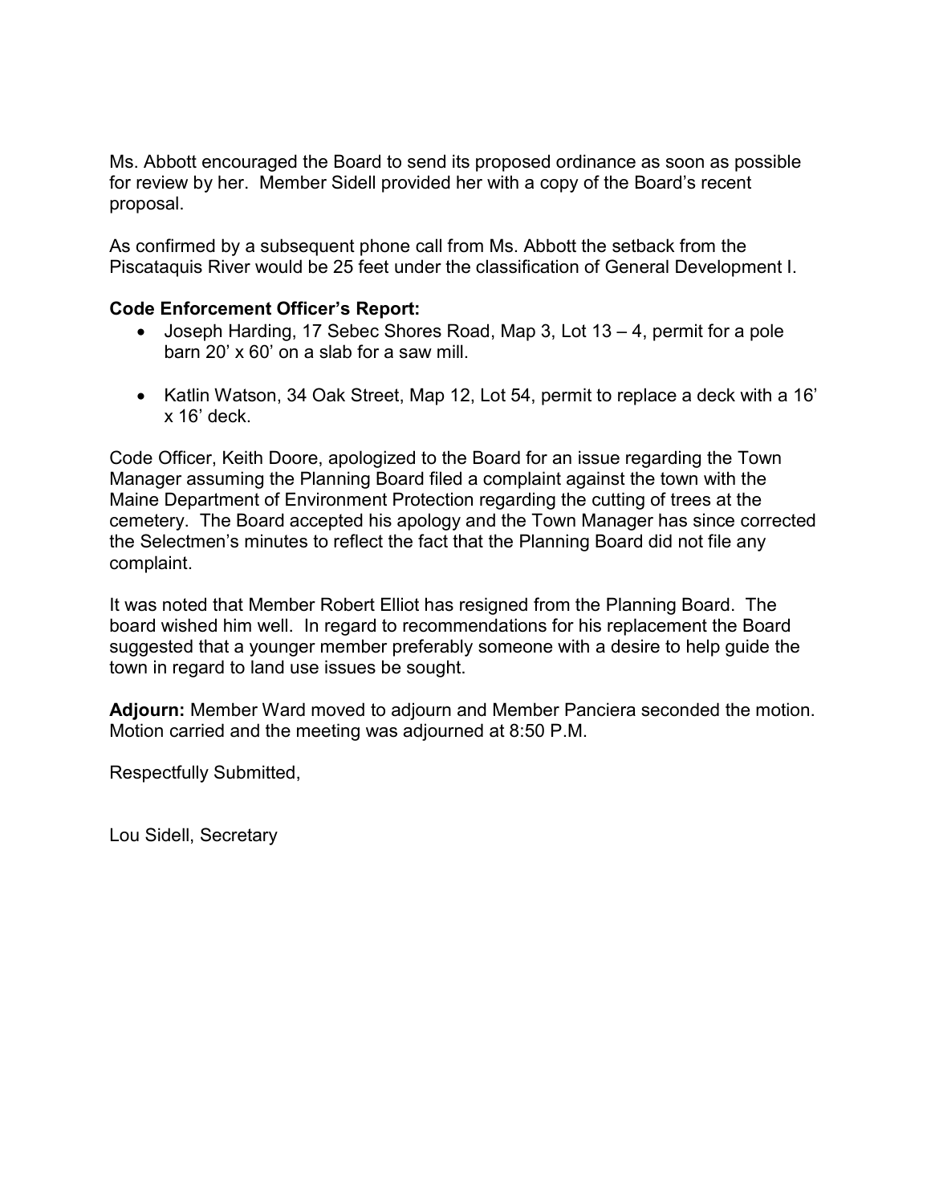Ms. Abbott encouraged the Board to send its proposed ordinance as soon as possible for review by her. Member Sidell provided her with a copy of the Board's recent proposal.

As confirmed by a subsequent phone call from Ms. Abbott the setback from the Piscataquis River would be 25 feet under the classification of General Development I.

**Code Enforcement Officer's Report:**

- Joseph Harding, 17 Sebec Shores Road, Map 3, Lot 13 – 4, permit for a pole barn 20' x 60' on a slab for a saw mill.
- Katlin Watson, 34 Oak Street, Map 12, Lot 54, permit to replace a deck with a 16' x 16' deck.

Code Officer, Keith Doore, apologized to the Board for an issue regarding the Town Manager assuming the Planning Board filed a complaint against the town with the Maine Department of Environment Protection regarding the cutting of trees at the cemetery. The Board accepted his apology and the Town Manager has since corrected the Selectmen's minutes to reflect the fact that the Planning Board did not file any complaint.

It was noted that Member Robert Elliot has resigned from the Planning Board. The board wished him well. In regard to recommendations for his replacement the Board suggested that a younger member preferably someone with a desire to help guide the town in regard to land use issues be sought.

**Adjourn:** Member Ward moved to adjourn and Member Panciera seconded the motion. Motion carried and the meeting was adjourned at 8:50 P.M.

Respectfully Submitted,

Lou Sidell, Secretary